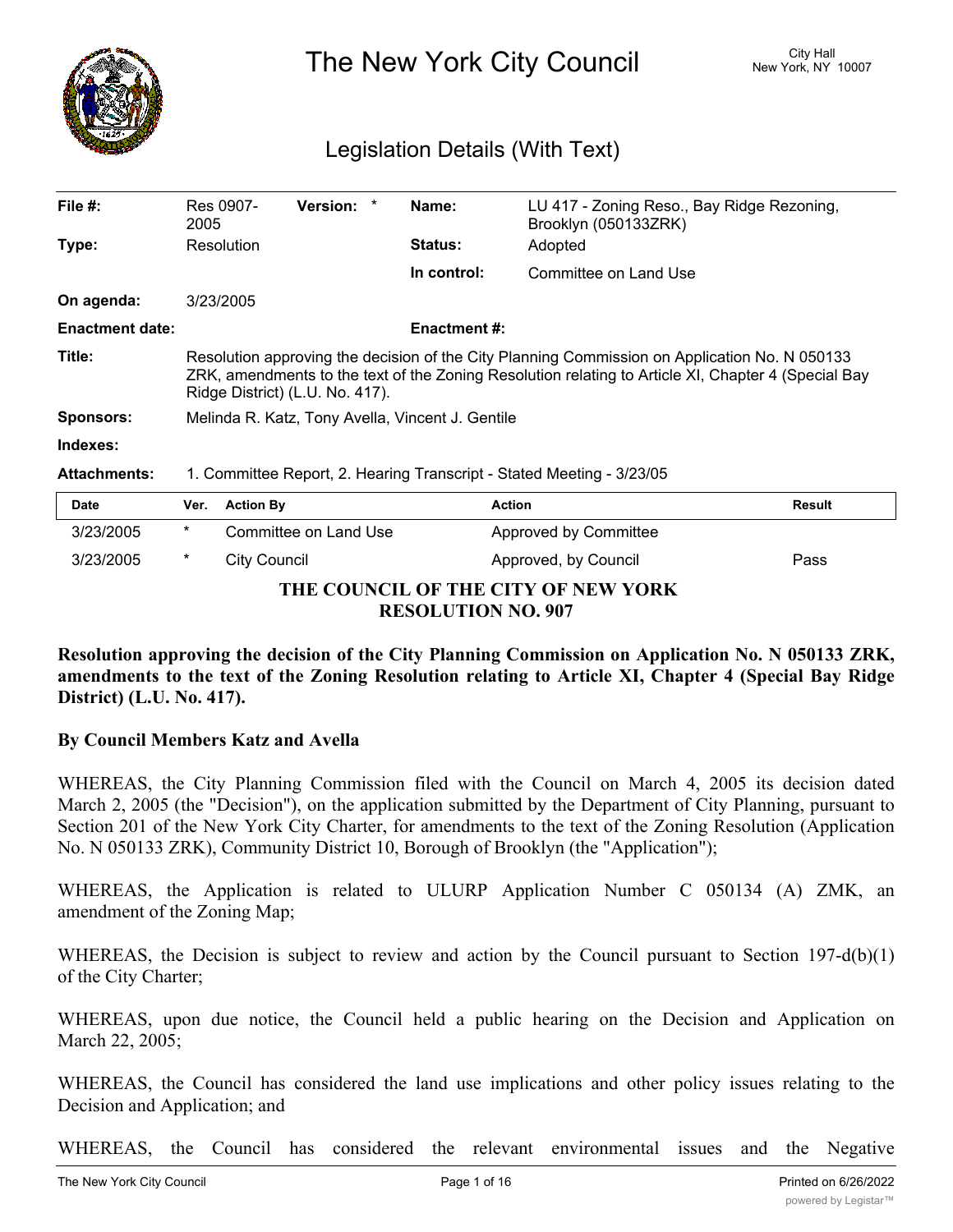# The New York City Council

City Hall
New York, NY 10007

## Legislation Details (With Text)

| | | | | | |
|---|---|---|---|---|---|
| **File #:** | Res 0907-2005 | **Version:** | * | **Name:** | LU 417 - Zoning Reso., Bay Ridge Rezoning, Brooklyn (050133ZRK) |
| **Type:** | Resolution | | | **Status:** | Adopted |
| | | | | **In control:** | Committee on Land Use |
| **On agenda:** | 3/23/2005 | | | | |
| **Enactment date:** | | | | **Enactment #:** | |

**Title:** Resolution approving the decision of the City Planning Commission on Application No. N 050133 ZRK, amendments to the text of the Zoning Resolution relating to Article XI, Chapter 4 (Special Bay Ridge District) (L.U. No. 417).

**Sponsors:** Melinda R. Katz, Tony Avella, Vincent J. Gentile

**Indexes:**

**Attachments:** 1. Committee Report, 2. Hearing Transcript - Stated Meeting - 3/23/05

| Date | Ver. | Action By | Action | Result |
|---|---|---|---|---|
| 3/23/2005 | * | Committee on Land Use | Approved by Committee | |
| 3/23/2005 | * | City Council | Approved, by Council | Pass |

**THE COUNCIL OF THE CITY OF NEW YORK**
**RESOLUTION NO. 907**

**Resolution approving the decision of the City Planning Commission on Application No. N 050133 ZRK, amendments to the text of the Zoning Resolution relating to Article XI, Chapter 4 (Special Bay Ridge District) (L.U. No. 417).**

**By Council Members Katz and Avella**

WHEREAS, the City Planning Commission filed with the Council on March 4, 2005 its decision dated March 2, 2005 (the "Decision"), on the application submitted by the Department of City Planning, pursuant to Section 201 of the New York City Charter, for amendments to the text of the Zoning Resolution (Application No. N 050133 ZRK), Community District 10, Borough of Brooklyn (the "Application");

WHEREAS, the Application is related to ULURP Application Number C 050134 (A) ZMK, an amendment of the Zoning Map;

WHEREAS, the Decision is subject to review and action by the Council pursuant to Section 197-d(b)(1) of the City Charter;

WHEREAS, upon due notice, the Council held a public hearing on the Decision and Application on March 22, 2005;

WHEREAS, the Council has considered the land use implications and other policy issues relating to the Decision and Application; and

WHEREAS, the Council has considered the relevant environmental issues and the Negative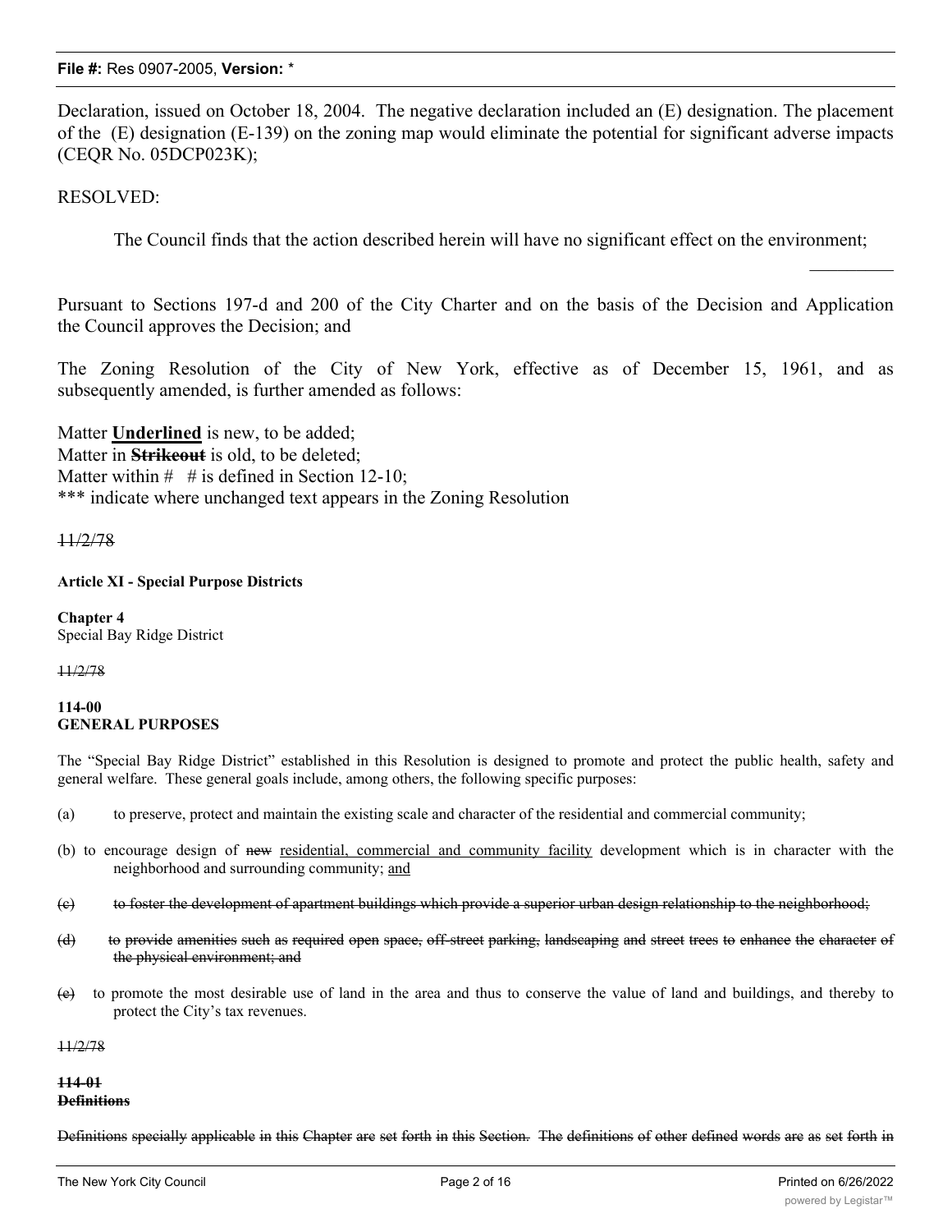Declaration, issued on October 18, 2004. The negative declaration included an (E) designation. The placement of the (E) designation (E-139) on the zoning map would eliminate the potential for significant adverse impacts (CEQR No. 05DCP023K);

RESOLVED:

The Council finds that the action described herein will have no significant effect on the environment;

Pursuant to Sections 197-d and 200 of the City Charter and on the basis of the Decision and Application the Council approves the Decision; and

The Zoning Resolution of the City of New York, effective as of December 15, 1961, and as subsequently amended, is further amended as follows:

Matter **<u>Underlined</u>** is new, to be added;
Matter in **~~Strikeout~~** is old, to be deleted;
Matter within # # is defined in Section 12-10;
*** indicate where unchanged text appears in the Zoning Resolution

~~11/2/78~~

**Article XI - Special Purpose Districts**

**Chapter 4**
Special Bay Ridge District

~~11/2/78~~

**114-00**
**GENERAL PURPOSES**

The "Special Bay Ridge District" established in this Resolution is designed to promote and protect the public health, safety and general welfare. These general goals include, among others, the following specific purposes:

(a) to preserve, protect and maintain the existing scale and character of the residential and commercial community;

(b) to encourage design of ~~new~~ <u>residential, commercial and community facility</u> development which is in character with the neighborhood and surrounding community; <u>and</u>

~~(c) to foster the development of apartment buildings which provide a superior urban design relationship to the neighborhood;~~

~~(d) to provide amenities such as required open space, off-street parking, landscaping and street trees to enhance the character of the physical environment; and~~

~~(e)~~ to promote the most desirable use of land in the area and thus to conserve the value of land and buildings, and thereby to protect the City's tax revenues.

~~11/2/78~~

~~**114-01**~~
~~**Definitions**~~

~~Definitions specially applicable in this Chapter are set forth in this Section. The definitions of other defined words are as set forth in~~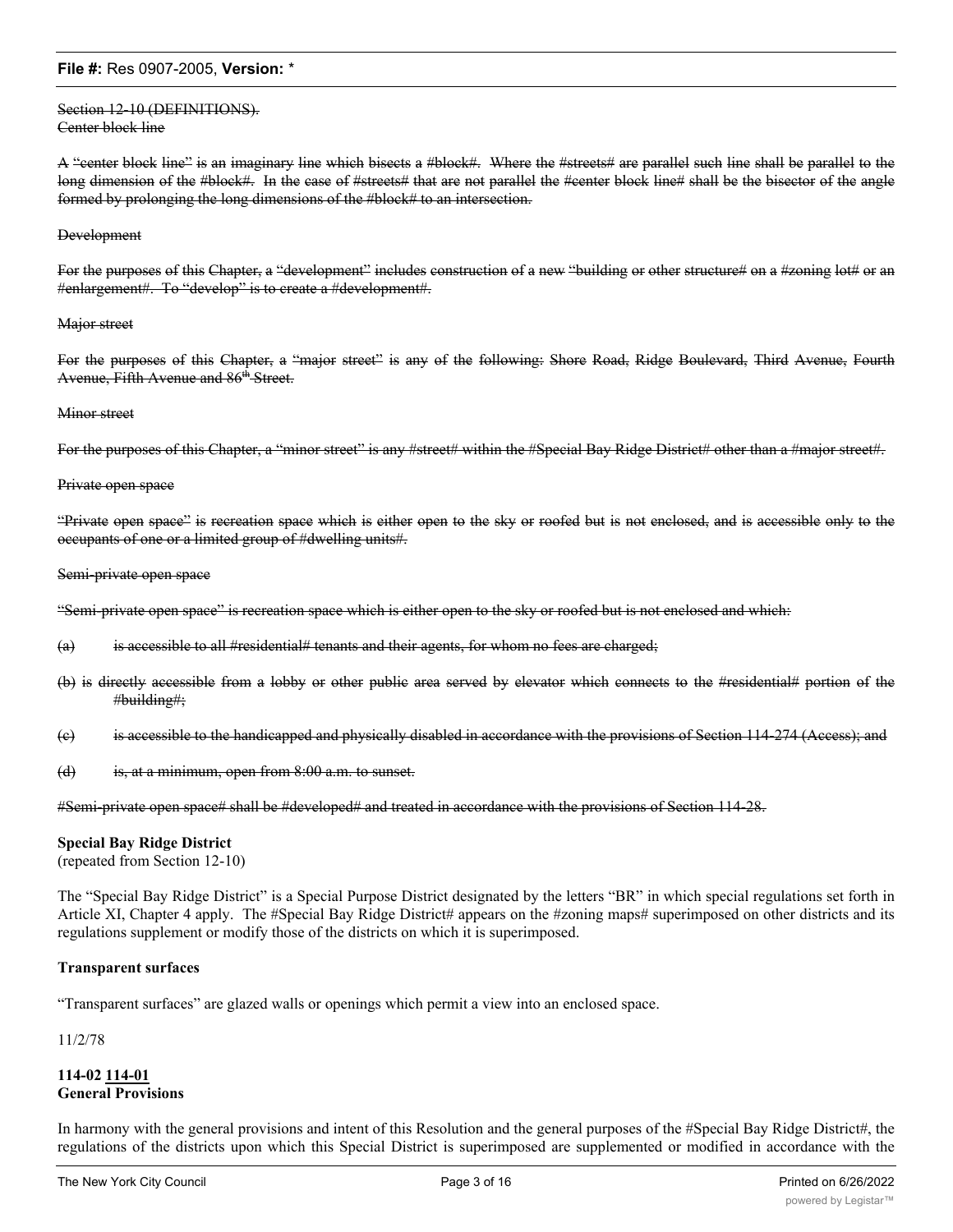~~Section 12-10 (DEFINITIONS).~~
~~Center block line~~

~~A "center block line" is an imaginary line which bisects a #block#. Where the #streets# are parallel such line shall be parallel to the long dimension of the #block#. In the case of #streets# that are not parallel the #center block line# shall be the bisector of the angle formed by prolonging the long dimensions of the #block# to an intersection.~~

~~Development~~

~~For the purposes of this Chapter, a "development" includes construction of a new "building or other structure# on a #zoning lot# or an #enlargement#. To "develop" is to create a #development#.~~

~~Major street~~

~~For the purposes of this Chapter, a "major street" is any of the following: Shore Road, Ridge Boulevard, Third Avenue, Fourth Avenue, Fifth Avenue and 86th Street.~~

~~Minor street~~

~~For the purposes of this Chapter, a "minor street" is any #street# within the #Special Bay Ridge District# other than a #major street#.~~

~~Private open space~~

~~"Private open space" is recreation space which is either open to the sky or roofed but is not enclosed, and is accessible only to the occupants of one or a limited group of #dwelling units#.~~

~~Semi-private open space~~

~~"Semi-private open space" is recreation space which is either open to the sky or roofed but is not enclosed and which:~~

~~(a) is accessible to all #residential# tenants and their agents, for whom no fees are charged;~~

~~(b) is directly accessible from a lobby or other public area served by elevator which connects to the #residential# portion of the #building#;~~

~~(c) is accessible to the handicapped and physically disabled in accordance with the provisions of Section 114-274 (Access); and~~

~~(d) is, at a minimum, open from 8:00 a.m. to sunset.~~

~~#Semi-private open space# shall be #developed# and treated in accordance with the provisions of Section 114-28.~~

**Special Bay Ridge District**
(repeated from Section 12-10)

The "Special Bay Ridge District" is a Special Purpose District designated by the letters "BR" in which special regulations set forth in Article XI, Chapter 4 apply. The #Special Bay Ridge District# appears on the #zoning maps# superimposed on other districts and its regulations supplement or modify those of the districts on which it is superimposed.

**Transparent surfaces**

"Transparent surfaces" are glazed walls or openings which permit a view into an enclosed space.

11/2/78

**114-02 <u>114-01</u>**
**General Provisions**

In harmony with the general provisions and intent of this Resolution and the general purposes of the #Special Bay Ridge District#, the regulations of the districts upon which this Special District is superimposed are supplemented or modified in accordance with the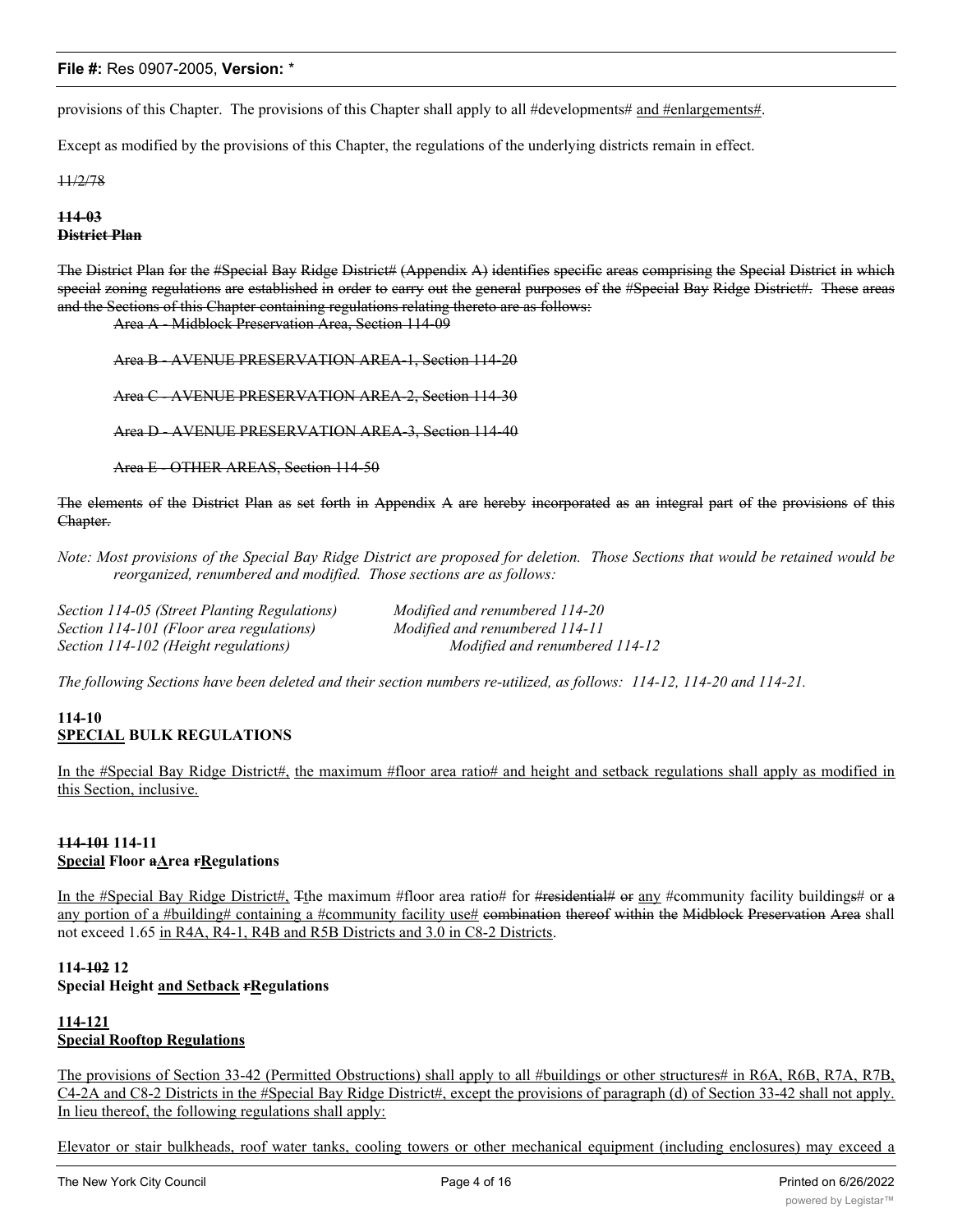provisions of this Chapter. The provisions of this Chapter shall apply to all #developments# <u>and #enlargements#</u>.

Except as modified by the provisions of this Chapter, the regulations of the underlying districts remain in effect.

~~11/2/78~~

**~~114-03~~**
**~~District Plan~~**

~~The District Plan for the #Special Bay Ridge District# (Appendix A) identifies specific areas comprising the Special District in which special zoning regulations are established in order to carry out the general purposes of the #Special Bay Ridge District#. These areas and the Sections of this Chapter containing regulations relating thereto are as follows:~~

~~Area A - Midblock Preservation Area, Section 114-09~~

~~Area B - AVENUE PRESERVATION AREA-1, Section 114-20~~

~~Area C - AVENUE PRESERVATION AREA-2, Section 114-30~~

~~Area D - AVENUE PRESERVATION AREA-3, Section 114-40~~

~~Area E - OTHER AREAS, Section 114-50~~

~~The elements of the District Plan as set forth in Appendix A are hereby incorporated as an integral part of the provisions of this Chapter.~~

*Note: Most provisions of the Special Bay Ridge District are proposed for deletion. Those Sections that would be retained would be reorganized, renumbered and modified. Those sections are as follows:*

| | |
|---|---|
| *Section 114-05 (Street Planting Regulations)* | *Modified and renumbered 114-20* |
| *Section 114-101 (Floor area regulations)* | *Modified and renumbered 114-11* |
| *Section 114-102 (Height regulations)* | *Modified and renumbered 114-12* |

*The following Sections have been deleted and their section numbers re-utilized, as follows: 114-12, 114-20 and 114-21.*

**114-10**
**<u>SPECIAL</u> BULK REGULATIONS**

<u>In the #Special Bay Ridge District#, the maximum #floor area ratio# and height and setback regulations shall apply as modified in this Section, inclusive.</u>

**~~114-101~~ 114-11**
**<u>Special</u> Floor ~~a~~<u>A</u>rea ~~r~~<u>R</u>egulations**

<u>In the #Special Bay Ridge District#, </u>~~T~~<u>t</u>he maximum #floor area ratio# for ~~#residential# or~~ <u>any</u> #community facility building~~s~~# or ~~a~~ <u>any portion of a #building# containing a #community facility use#</u> ~~combination thereof within the Midblock Preservation Area~~ shall not exceed 1.65 <u>in R4A, R4-1, R4B and R5B Districts and 3.0 in C8-2 Districts</u>.

**114-~~102~~ 12**
**Special Height <u>and Setback</u> ~~r~~<u>R</u>egulations**

**<u>114-121</u>**
**<u>Special Rooftop Regulations</u>**

<u>The provisions of Section 33-42 (Permitted Obstructions) shall apply to all #buildings or other structures# in R6A, R6B, R7A, R7B, C4-2A and C8-2 Districts in the #Special Bay Ridge District#, except the provisions of paragraph (d) of Section 33-42 shall not apply. In lieu thereof, the following regulations shall apply:</u>

<u>Elevator or stair bulkheads, roof water tanks, cooling towers or other mechanical equipment (including enclosures) may exceed a</u>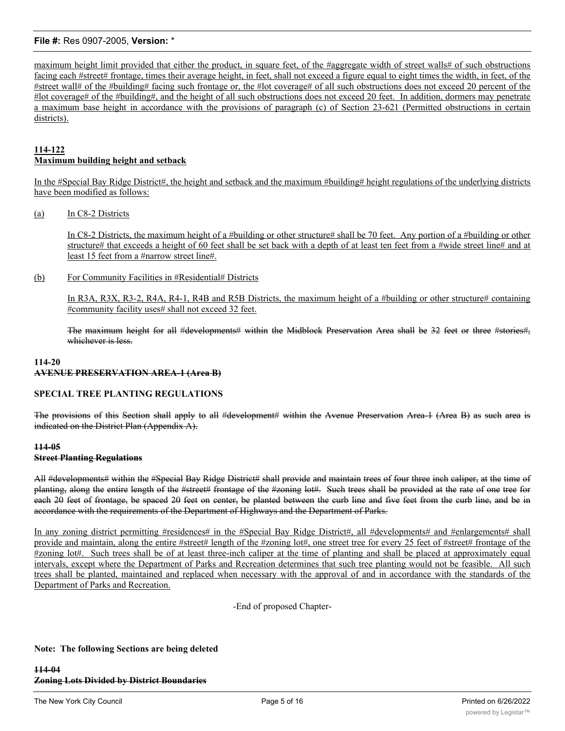maximum height limit provided that either the product, in square feet, of the #aggregate width of street walls# of such obstructions facing each #street# frontage, times their average height, in feet, shall not exceed a figure equal to eight times the width, in feet, of the #street wall# of the #building# facing such frontage or, the #lot coverage# of all such obstructions does not exceed 20 percent of the #lot coverage# of the #building#, and the height of all such obstructions does not exceed 20 feet. In addition, dormers may penetrate a maximum base height in accordance with the provisions of paragraph (c) of Section 23-621 (Permitted obstructions in certain districts).

**114-122**
**Maximum building height and setback**

In the #Special Bay Ridge District#, the height and setback and the maximum #building# height regulations of the underlying districts have been modified as follows:

(a) In C8-2 Districts

In C8-2 Districts, the maximum height of a #building or other structure# shall be 70 feet. Any portion of a #building or other structure# that exceeds a height of 60 feet shall be set back with a depth of at least ten feet from a #wide street line# and at least 15 feet from a #narrow street line#.

(b) For Community Facilities in #Residential# Districts

In R3A, R3X, R3-2, R4A, R4-1, R4B and R5B Districts, the maximum height of a #building or other structure# containing #community facility uses# shall not exceed 32 feet.

~~The maximum height for all #developments# within the Midblock Preservation Area shall be 32 feet or three #stories#, whichever is less.~~

**114-20**
**~~AVENUE PRESERVATION AREA-1 (Area B)~~**

**SPECIAL TREE PLANTING REGULATIONS**

~~The provisions of this Section shall apply to all #development# within the Avenue Preservation Area-1 (Area B) as such area is indicated on the District Plan (Appendix A).~~

**~~114-05~~**
**~~Street Planting Regulations~~**

~~All #developments# within the #Special Bay Ridge District# shall provide and maintain trees of four three inch caliper, at the time of planting, along the entire length of the #street# frontage of the #zoning lot#. Such trees shall be provided at the rate of one tree for each 20 feet of frontage, be spaced 20 feet on center, be planted between the curb line and five feet from the curb line, and be in accordance with the requirements of the Department of Highways and the Department of Parks.~~

In any zoning district permitting #residences# in the #Special Bay Ridge District#, all #developments# and #enlargements# shall provide and maintain, along the entire #street# length of the #zoning lot#, one street tree for every 25 feet of #street# frontage of the #zoning lot#. Such trees shall be of at least three-inch caliper at the time of planting and shall be placed at approximately equal intervals, except where the Department of Parks and Recreation determines that such tree planting would not be feasible. All such trees shall be planted, maintained and replaced when necessary with the approval of and in accordance with the standards of the Department of Parks and Recreation.

-End of proposed Chapter-

**Note: The following Sections are being deleted**

**~~114-04~~**
**~~Zoning Lots Divided by District Boundaries~~**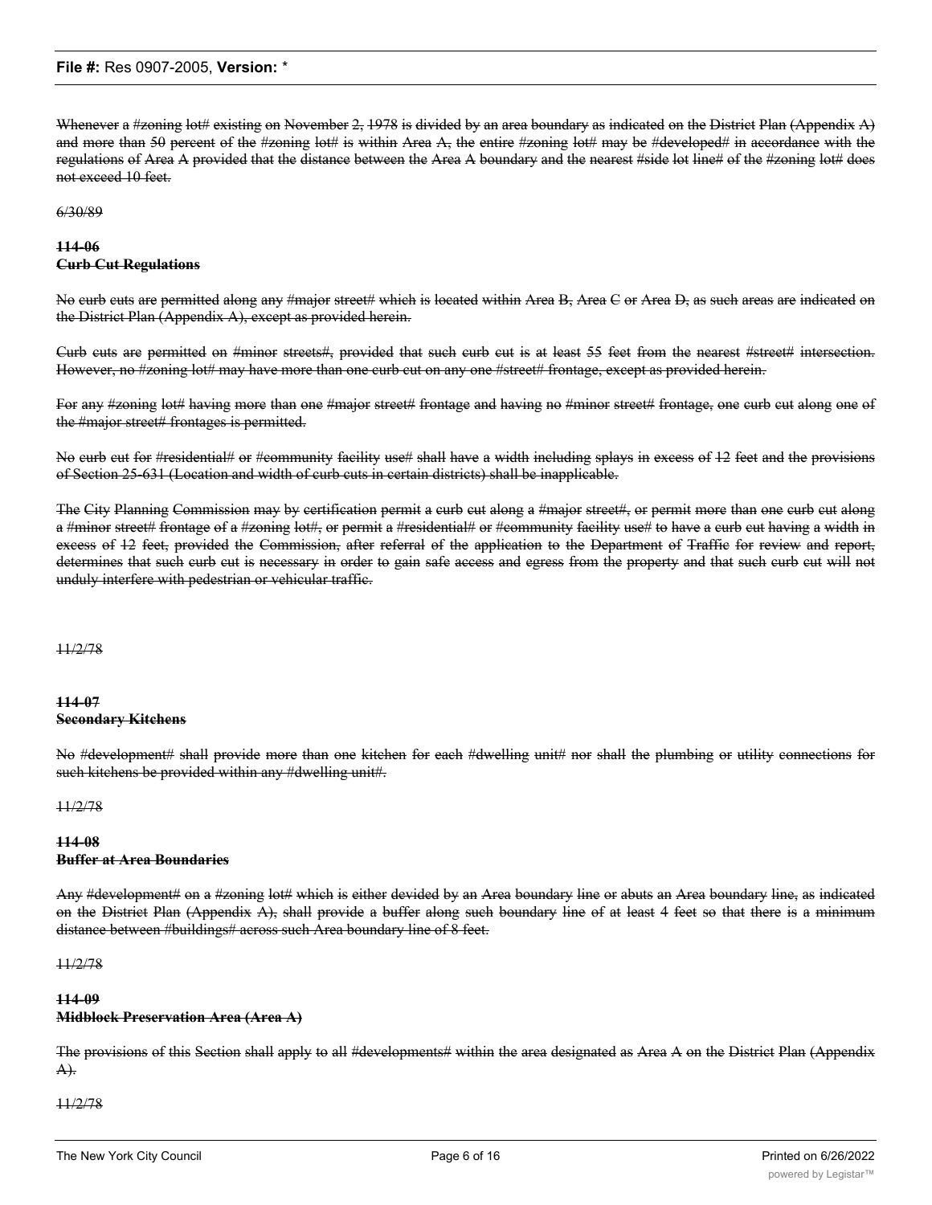~~Whenever a #zoning lot# existing on November 2, 1978 is divided by an area boundary as indicated on the District Plan (Appendix A) and more than 50 percent of the #zoning lot# is within Area A, the entire #zoning lot# may be #developed# in accordance with the regulations of Area A provided that the distance between the Area A boundary and the nearest #side lot line# of the #zoning lot# does not exceed 10 feet.~~

~~6/30/89~~

~~**114-06**~~
~~**Curb Cut Regulations**~~

~~No curb cuts are permitted along any #major street# which is located within Area B, Area C or Area D, as such areas are indicated on the District Plan (Appendix A), except as provided herein.~~

~~Curb cuts are permitted on #minor streets#, provided that such curb cut is at least 55 feet from the nearest #street# intersection. However, no #zoning lot# may have more than one curb cut on any one #street# frontage, except as provided herein.~~

~~For any #zoning lot# having more than one #major street# frontage and having no #minor street# frontage, one curb cut along one of the #major street# frontages is permitted.~~

~~No curb cut for #residential# or #community facility use# shall have a width including splays in excess of 12 feet and the provisions of Section 25-631 (Location and width of curb cuts in certain districts) shall be inapplicable.~~

~~The City Planning Commission may by certification permit a curb cut along a #major street#, or permit more than one curb cut along a #minor street# frontage of a #zoning lot#, or permit a #residential# or #community facility use# to have a curb cut having a width in excess of 12 feet, provided the Commission, after referral of the application to the Department of Traffic for review and report, determines that such curb cut is necessary in order to gain safe access and egress from the property and that such curb cut will not unduly interfere with pedestrian or vehicular traffic.~~

~~11/2/78~~

~~**114-07**~~
~~**Secondary Kitchens**~~

~~No #development# shall provide more than one kitchen for each #dwelling unit# nor shall the plumbing or utility connections for such kitchens be provided within any #dwelling unit#.~~

~~11/2/78~~

~~**114-08**~~
~~**Buffer at Area Boundaries**~~

~~Any #development# on a #zoning lot# which is either devided by an Area boundary line or abuts an Area boundary line, as indicated on the District Plan (Appendix A), shall provide a buffer along such boundary line of at least 4 feet so that there is a minimum distance between #buildings# across such Area boundary line of 8 feet.~~

~~11/2/78~~

~~**114-09**~~
~~**Midblock Preservation Area (Area A)**~~

~~The provisions of this Section shall apply to all #developments# within the area designated as Area A on the District Plan (Appendix A).~~

~~11/2/78~~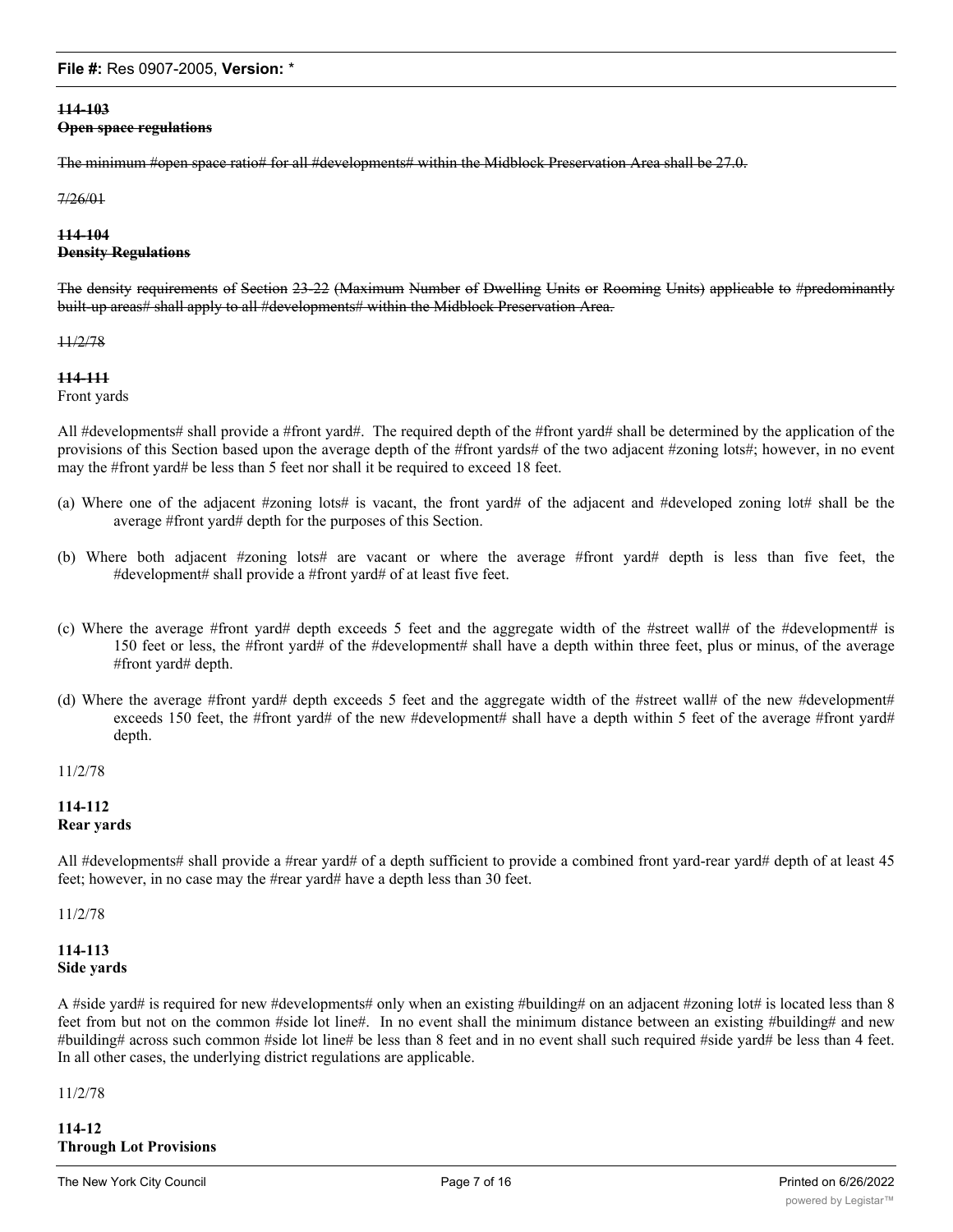~~**114-103**~~
~~**Open space regulations**~~

~~The minimum #open space ratio# for all #developments# within the Midblock Preservation Area shall be 27.0.~~

~~7/26/01~~

~~**114-104**~~
~~**Density Regulations**~~

~~The density requirements of Section 23-22 (Maximum Number of Dwelling Units or Rooming Units) applicable to #predominantly built-up areas# shall apply to all #developments# within the Midblock Preservation Area.~~

~~11/2/78~~

~~**114-111**~~
Front yards

All #developments# shall provide a #front yard#. The required depth of the #front yard# shall be determined by the application of the provisions of this Section based upon the average depth of the #front yards# of the two adjacent #zoning lots#; however, in no event may the #front yard# be less than 5 feet nor shall it be required to exceed 18 feet.

(a) Where one of the adjacent #zoning lots# is vacant, the front yard# of the adjacent and #developed zoning lot# shall be the average #front yard# depth for the purposes of this Section.

(b) Where both adjacent #zoning lots# are vacant or where the average #front yard# depth is less than five feet, the #development# shall provide a #front yard# of at least five feet.

(c) Where the average #front yard# depth exceeds 5 feet and the aggregate width of the #street wall# of the #development# is 150 feet or less, the #front yard# of the #development# shall have a depth within three feet, plus or minus, of the average #front yard# depth.

(d) Where the average #front yard# depth exceeds 5 feet and the aggregate width of the #street wall# of the new #development# exceeds 150 feet, the #front yard# of the new #development# shall have a depth within 5 feet of the average #front yard# depth.

11/2/78

**114-112**
**Rear yards**

All #developments# shall provide a #rear yard# of a depth sufficient to provide a combined front yard-rear yard# depth of at least 45 feet; however, in no case may the #rear yard# have a depth less than 30 feet.

11/2/78

**114-113**
**Side yards**

A #side yard# is required for new #developments# only when an existing #building# on an adjacent #zoning lot# is located less than 8 feet from but not on the common #side lot line#. In no event shall the minimum distance between an existing #building# and new #building# across such common #side lot line# be less than 8 feet and in no event shall such required #side yard# be less than 4 feet. In all other cases, the underlying district regulations are applicable.

11/2/78

**114-12**
**Through Lot Provisions**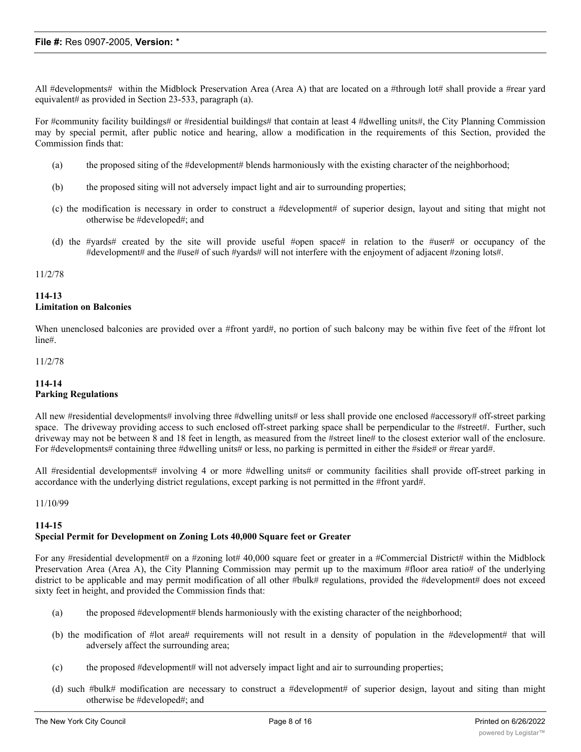All #developments# within the Midblock Preservation Area (Area A) that are located on a #through lot# shall provide a #rear yard equivalent# as provided in Section 23-533, paragraph (a).

For #community facility buildings# or #residential buildings# that contain at least 4 #dwelling units#, the City Planning Commission may by special permit, after public notice and hearing, allow a modification in the requirements of this Section, provided the Commission finds that:

(a) the proposed siting of the #development# blends harmoniously with the existing character of the neighborhood;

(b) the proposed siting will not adversely impact light and air to surrounding properties;

(c) the modification is necessary in order to construct a #development# of superior design, layout and siting that might not otherwise be #developed#; and

(d) the #yards# created by the site will provide useful #open space# in relation to the #user# or occupancy of the #development# and the #use# of such #yards# will not interfere with the enjoyment of adjacent #zoning lots#.

11/2/78

**114-13**
**Limitation on Balconies**

When unenclosed balconies are provided over a #front yard#, no portion of such balcony may be within five feet of the #front lot line#.

11/2/78

**114-14**
**Parking Regulations**

All new #residential developments# involving three #dwelling units# or less shall provide one enclosed #accessory# off-street parking space. The driveway providing access to such enclosed off-street parking space shall be perpendicular to the #street#. Further, such driveway may not be between 8 and 18 feet in length, as measured from the #street line# to the closest exterior wall of the enclosure. For #developments# containing three #dwelling units# or less, no parking is permitted in either the #side# or #rear yard#.

All #residential developments# involving 4 or more #dwelling units# or community facilities shall provide off-street parking in accordance with the underlying district regulations, except parking is not permitted in the #front yard#.

11/10/99

**114-15**
**Special Permit for Development on Zoning Lots 40,000 Square feet or Greater**

For any #residential development# on a #zoning lot# 40,000 square feet or greater in a #Commercial District# within the Midblock Preservation Area (Area A), the City Planning Commission may permit up to the maximum #floor area ratio# of the underlying district to be applicable and may permit modification of all other #bulk# regulations, provided the #development# does not exceed sixty feet in height, and provided the Commission finds that:

(a) the proposed #development# blends harmoniously with the existing character of the neighborhood;

(b) the modification of #lot area# requirements will not result in a density of population in the #development# that will adversely affect the surrounding area;

(c) the proposed #development# will not adversely impact light and air to surrounding properties;

(d) such #bulk# modification are necessary to construct a #development# of superior design, layout and siting than might otherwise be #developed#; and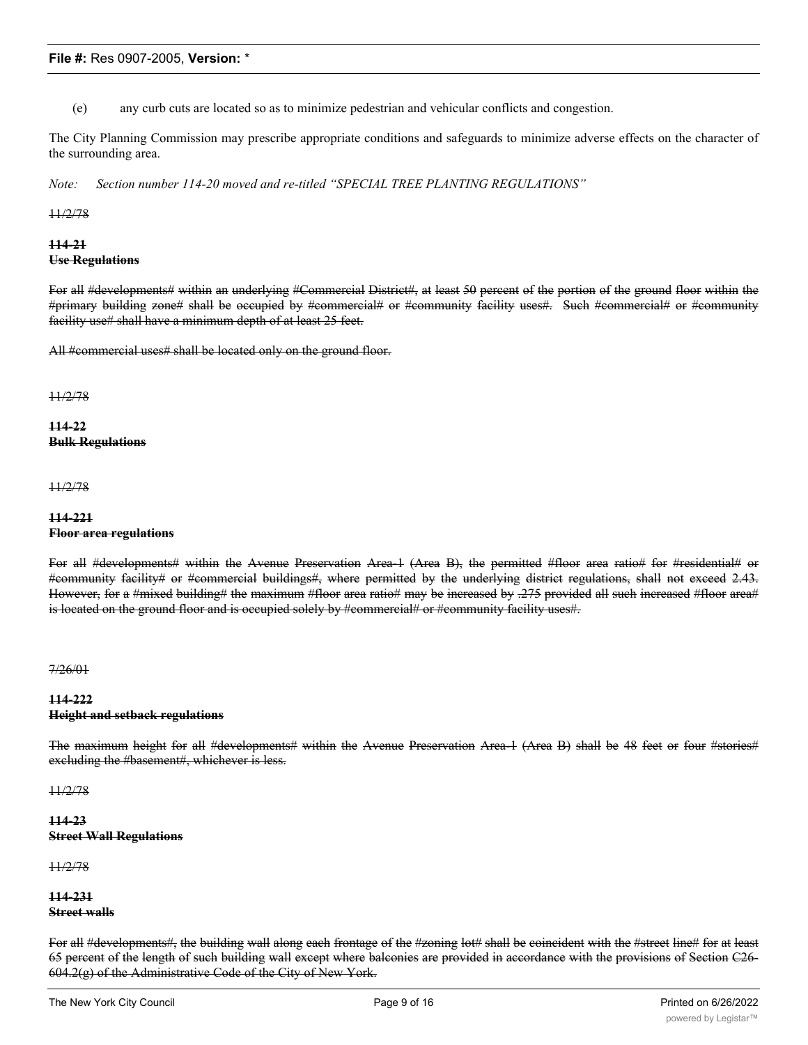(e) any curb cuts are located so as to minimize pedestrian and vehicular conflicts and congestion.

The City Planning Commission may prescribe appropriate conditions and safeguards to minimize adverse effects on the character of the surrounding area.

*Note: Section number 114-20 moved and re-titled "SPECIAL TREE PLANTING REGULATIONS"*

~~11/2/78~~

~~**114-21**~~
~~**Use Regulations**~~

~~For all #developments# within an underlying #Commercial District#, at least 50 percent of the portion of the ground floor within the #primary building zone# shall be occupied by #commercial# or #community facility uses#. Such #commercial# or #community facility use# shall have a minimum depth of at least 25 feet.~~

~~All #commercial uses# shall be located only on the ground floor.~~

~~11/2/78~~

~~**114-22**~~
~~**Bulk Regulations**~~

~~11/2/78~~

~~**114-221**~~
~~**Floor area regulations**~~

~~For all #developments# within the Avenue Preservation Area-1 (Area B), the permitted #floor area ratio# for #residential# or #community facility# or #commercial buildings#, where permitted by the underlying district regulations, shall not exceed 2.43. However, for a #mixed building# the maximum #floor area ratio# may be increased by .275 provided all such increased #floor area# is located on the ground floor and is occupied solely by #commercial# or #community facility uses#.~~

~~7/26/01~~

~~**114-222**~~
~~**Height and setback regulations**~~

~~The maximum height for all #developments# within the Avenue Preservation Area-1 (Area B) shall be 48 feet or four #stories# excluding the #basement#, whichever is less.~~

~~11/2/78~~

~~**114-23**~~
~~**Street Wall Regulations**~~

~~11/2/78~~

~~**114-231**~~
~~**Street walls**~~

~~For all #developments#, the building wall along each frontage of the #zoning lot# shall be coincident with the #street line# for at least 65 percent of the length of such building wall except where balconies are provided in accordance with the provisions of Section C26-604.2(g) of the Administrative Code of the City of New York.~~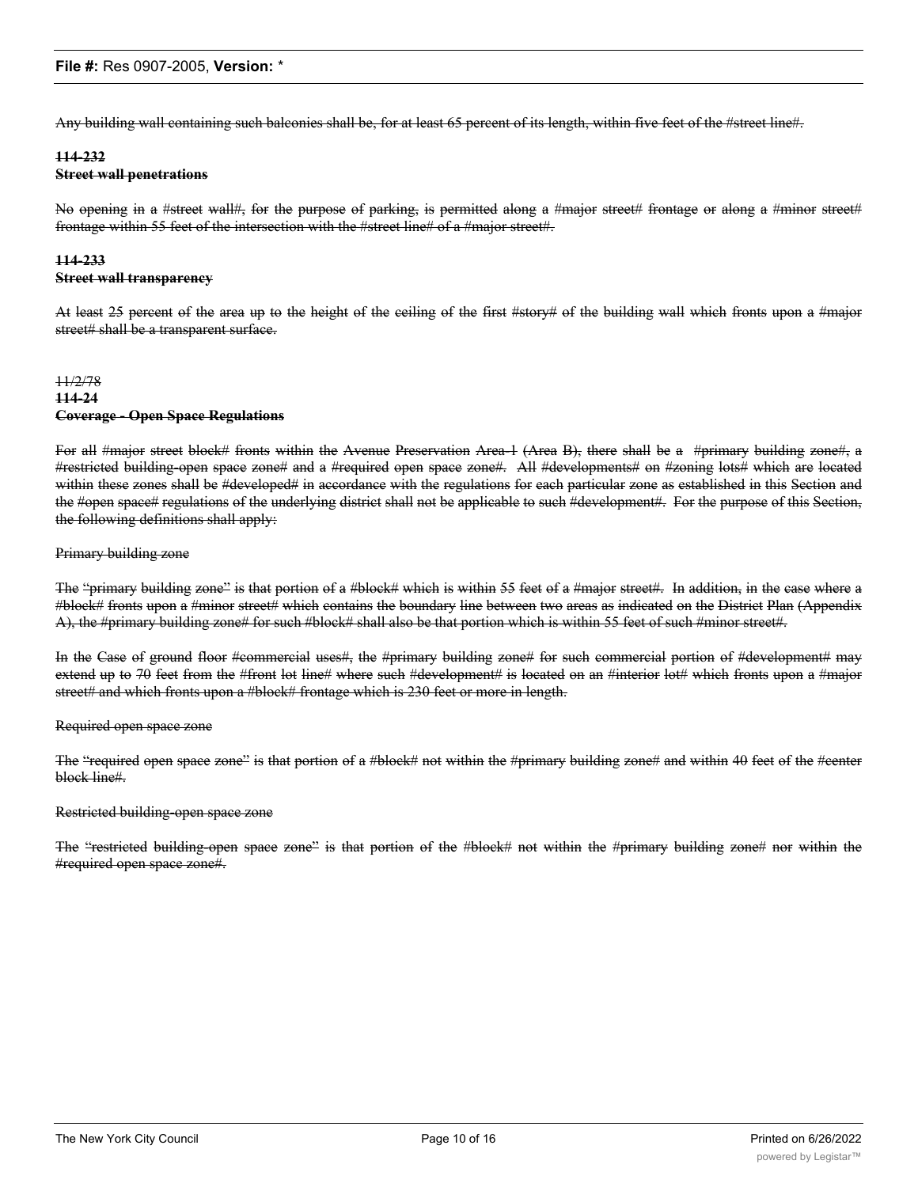~~Any building wall containing such balconies shall be, for at least 65 percent of its length, within five feet of the #street line#.~~

**~~114-232~~**
**~~Street wall penetrations~~**

~~No opening in a #street wall#, for the purpose of parking, is permitted along a #major street# frontage or along a #minor street# frontage within 55 feet of the intersection with the #street line# of a #major street#.~~

**~~114-233~~**
**~~Street wall transparency~~**

~~At least 25 percent of the area up to the height of the ceiling of the first #story# of the building wall which fronts upon a #major street# shall be a transparent surface.~~

~~11/2/78~~
**~~114-24~~**
**~~Coverage - Open Space Regulations~~**

~~For all #major street block# fronts within the Avenue Preservation Area-1 (Area B), there shall be a #primary building zone#, a #restricted building-open space zone# and a #required open space zone#. All #developments# on #zoning lots# which are located within these zones shall be #developed# in accordance with the regulations for each particular zone as established in this Section and the #open space# regulations of the underlying district shall not be applicable to such #development#. For the purpose of this Section, the following definitions shall apply:~~

~~Primary building zone~~

~~The "primary building zone" is that portion of a #block# which is within 55 feet of a #major street#. In addition, in the case where a #block# fronts upon a #minor street# which contains the boundary line between two areas as indicated on the District Plan (Appendix A), the #primary building zone# for such #block# shall also be that portion which is within 55 feet of such #minor street#.~~

~~In the Case of ground floor #commercial uses#, the #primary building zone# for such commercial portion of #development# may extend up to 70 feet from the #front lot line# where such #development# is located on an #interior lot# which fronts upon a #major street# and which fronts upon a #block# frontage which is 230 feet or more in length.~~

~~Required open space zone~~

~~The "required open space zone" is that portion of a #block# not within the #primary building zone# and within 40 feet of the #center block line#.~~

~~Restricted building-open space zone~~

~~The "restricted building-open space zone" is that portion of the #block# not within the #primary building zone# nor within the #required open space zone#.~~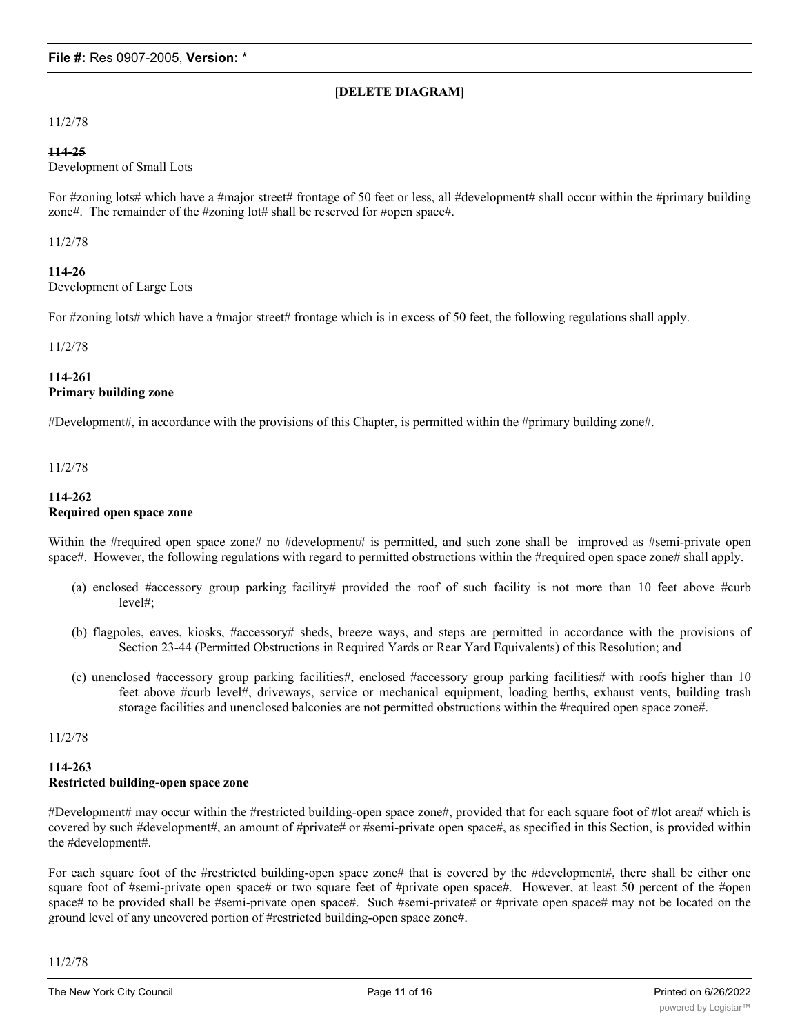**[DELETE DIAGRAM]**

~~11/2/78~~

**~~114-25~~**
Development of Small Lots

For #zoning lots# which have a #major street# frontage of 50 feet or less, all #development# shall occur within the #primary building zone#. The remainder of the #zoning lot# shall be reserved for #open space#.

11/2/78

**114-26**
Development of Large Lots

For #zoning lots# which have a #major street# frontage which is in excess of 50 feet, the following regulations shall apply.

11/2/78

**114-261**
**Primary building zone**

#Development#, in accordance with the provisions of this Chapter, is permitted within the #primary building zone#.

11/2/78

**114-262**
**Required open space zone**

Within the #required open space zone# no #development# is permitted, and such zone shall be improved as #semi-private open space#. However, the following regulations with regard to permitted obstructions within the #required open space zone# shall apply.

(a) enclosed #accessory group parking facility# provided the roof of such facility is not more than 10 feet above #curb level#;

(b) flagpoles, eaves, kiosks, #accessory# sheds, breeze ways, and steps are permitted in accordance with the provisions of Section 23-44 (Permitted Obstructions in Required Yards or Rear Yard Equivalents) of this Resolution; and

(c) unenclosed #accessory group parking facilities#, enclosed #accessory group parking facilities# with roofs higher than 10 feet above #curb level#, driveways, service or mechanical equipment, loading berths, exhaust vents, building trash storage facilities and unenclosed balconies are not permitted obstructions within the #required open space zone#.

11/2/78

**114-263**
**Restricted building-open space zone**

#Development# may occur within the #restricted building-open space zone#, provided that for each square foot of #lot area# which is covered by such #development#, an amount of #private# or #semi-private open space#, as specified in this Section, is provided within the #development#.

For each square foot of the #restricted building-open space zone# that is covered by the #development#, there shall be either one square foot of #semi-private open space# or two square feet of #private open space#. However, at least 50 percent of the #open space# to be provided shall be #semi-private open space#. Such #semi-private# or #private open space# may not be located on the ground level of any uncovered portion of #restricted building-open space zone#.

11/2/78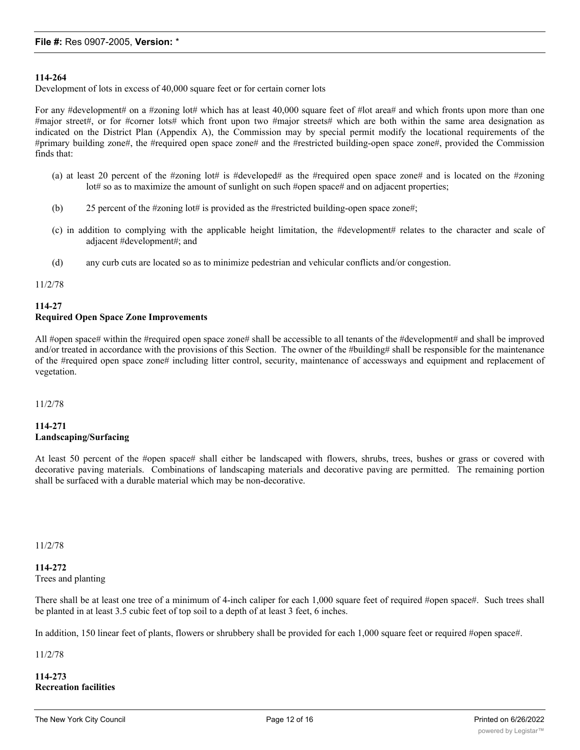**114-264**

Development of lots in excess of 40,000 square feet or for certain corner lots

For any #development# on a #zoning lot# which has at least 40,000 square feet of #lot area# and which fronts upon more than one #major street#, or for #corner lots# which front upon two #major streets# which are both within the same area designation as indicated on the District Plan (Appendix A), the Commission may by special permit modify the locational requirements of the #primary building zone#, the #required open space zone# and the #restricted building-open space zone#, provided the Commission finds that:

(a) at least 20 percent of the #zoning lot# is #developed# as the #required open space zone# and is located on the #zoning lot# so as to maximize the amount of sunlight on such #open space# and on adjacent properties;

(b) 25 percent of the #zoning lot# is provided as the #restricted building-open space zone#;

(c) in addition to complying with the applicable height limitation, the #development# relates to the character and scale of adjacent #development#; and

(d) any curb cuts are located so as to minimize pedestrian and vehicular conflicts and/or congestion.

11/2/78

**114-27**
**Required Open Space Zone Improvements**

All #open space# within the #required open space zone# shall be accessible to all tenants of the #development# and shall be improved and/or treated in accordance with the provisions of this Section. The owner of the #building# shall be responsible for the maintenance of the #required open space zone# including litter control, security, maintenance of accessways and equipment and replacement of vegetation.

11/2/78

**114-271**
**Landscaping/Surfacing**

At least 50 percent of the #open space# shall either be landscaped with flowers, shrubs, trees, bushes or grass or covered with decorative paving materials. Combinations of landscaping materials and decorative paving are permitted. The remaining portion shall be surfaced with a durable material which may be non-decorative.

11/2/78

**114-272**

Trees and planting

There shall be at least one tree of a minimum of 4-inch caliper for each 1,000 square feet of required #open space#. Such trees shall be planted in at least 3.5 cubic feet of top soil to a depth of at least 3 feet, 6 inches.

In addition, 150 linear feet of plants, flowers or shrubbery shall be provided for each 1,000 square feet or required #open space#.

11/2/78

**114-273**
**Recreation facilities**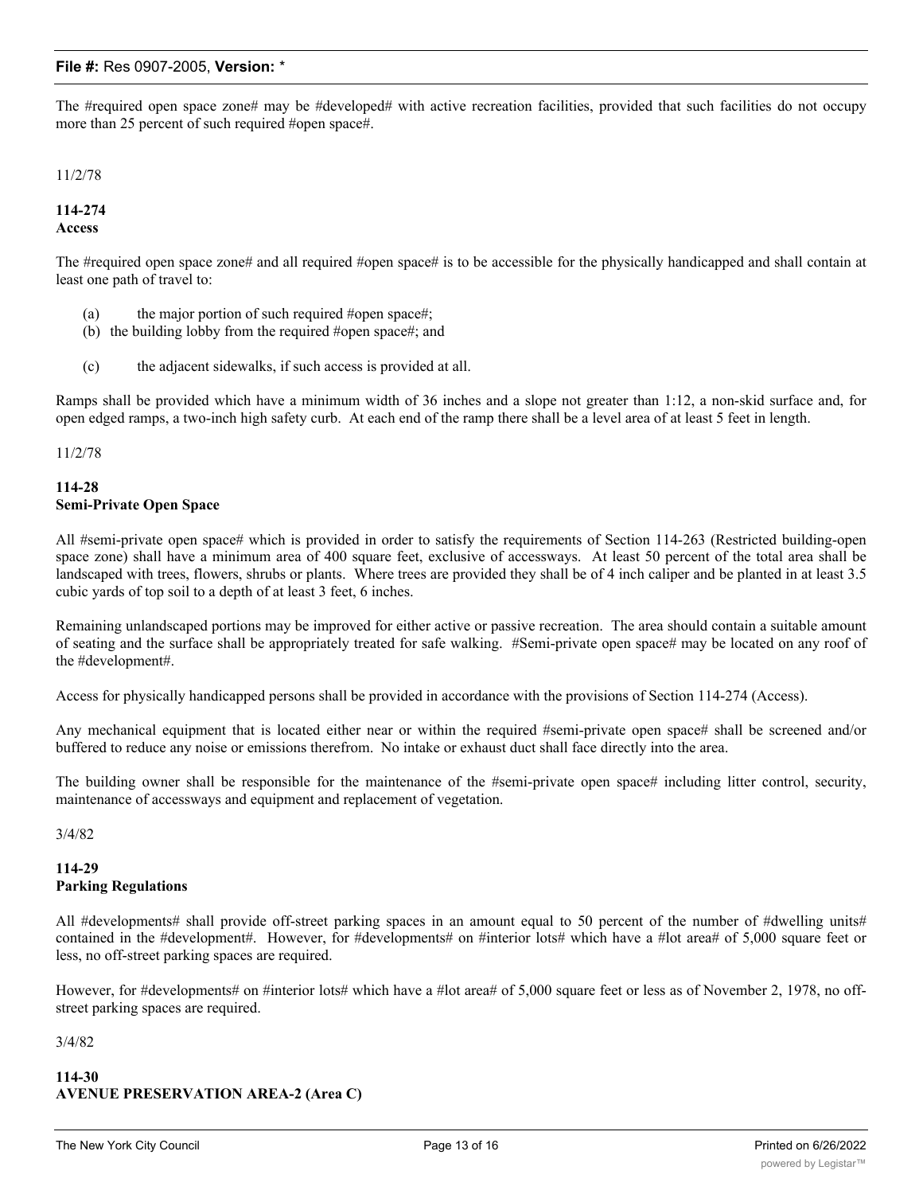The #required open space zone# may be #developed# with active recreation facilities, provided that such facilities do not occupy more than 25 percent of such required #open space#.

11/2/78

**114-274**
**Access**

The #required open space zone# and all required #open space# is to be accessible for the physically handicapped and shall contain at least one path of travel to:

(a) the major portion of such required #open space#;
(b) the building lobby from the required #open space#; and

(c) the adjacent sidewalks, if such access is provided at all.

Ramps shall be provided which have a minimum width of 36 inches and a slope not greater than 1:12, a non-skid surface and, for open edged ramps, a two-inch high safety curb. At each end of the ramp there shall be a level area of at least 5 feet in length.

11/2/78

**114-28**
**Semi-Private Open Space**

All #semi-private open space# which is provided in order to satisfy the requirements of Section 114-263 (Restricted building-open space zone) shall have a minimum area of 400 square feet, exclusive of accessways. At least 50 percent of the total area shall be landscaped with trees, flowers, shrubs or plants. Where trees are provided they shall be of 4 inch caliper and be planted in at least 3.5 cubic yards of top soil to a depth of at least 3 feet, 6 inches.

Remaining unlandscaped portions may be improved for either active or passive recreation. The area should contain a suitable amount of seating and the surface shall be appropriately treated for safe walking. #Semi-private open space# may be located on any roof of the #development#.

Access for physically handicapped persons shall be provided in accordance with the provisions of Section 114-274 (Access).

Any mechanical equipment that is located either near or within the required #semi-private open space# shall be screened and/or buffered to reduce any noise or emissions therefrom. No intake or exhaust duct shall face directly into the area.

The building owner shall be responsible for the maintenance of the #semi-private open space# including litter control, security, maintenance of accessways and equipment and replacement of vegetation.

3/4/82

**114-29**
**Parking Regulations**

All #developments# shall provide off-street parking spaces in an amount equal to 50 percent of the number of #dwelling units# contained in the #development#. However, for #developments# on #interior lots# which have a #lot area# of 5,000 square feet or less, no off-street parking spaces are required.

However, for #developments# on #interior lots# which have a #lot area# of 5,000 square feet or less as of November 2, 1978, no off-street parking spaces are required.

3/4/82

**114-30**
**AVENUE PRESERVATION AREA-2 (Area C)**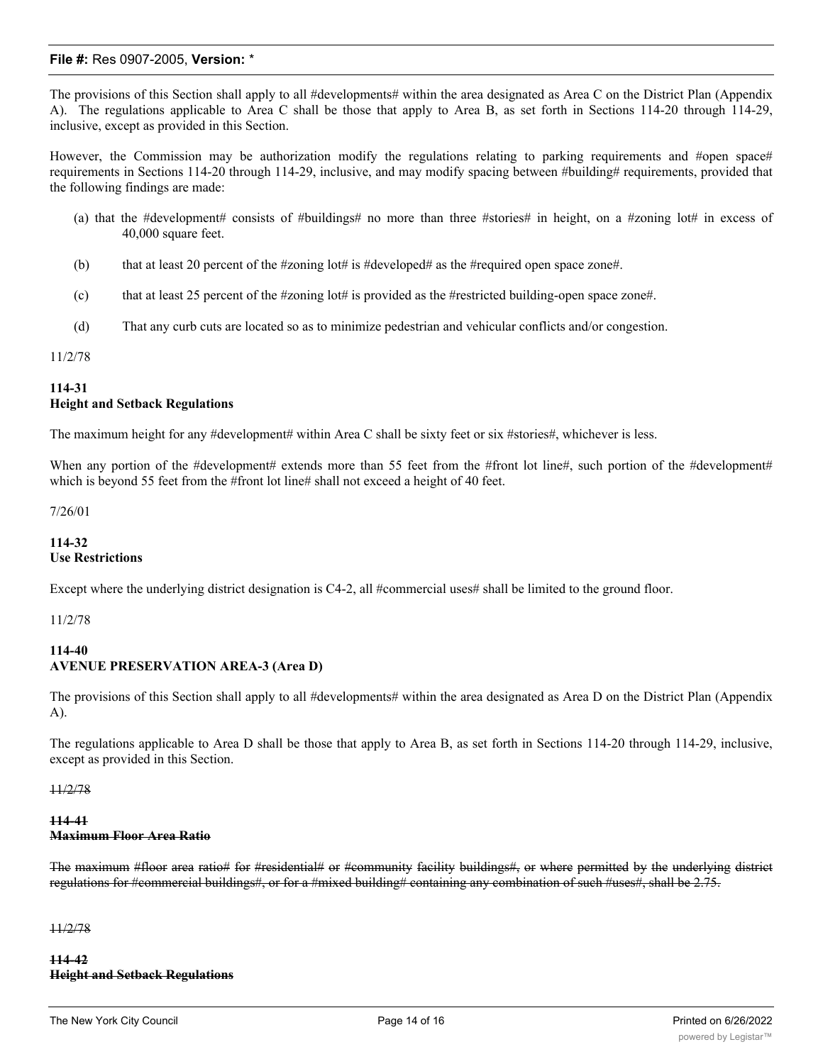The provisions of this Section shall apply to all #developments# within the area designated as Area C on the District Plan (Appendix A). The regulations applicable to Area C shall be those that apply to Area B, as set forth in Sections 114-20 through 114-29, inclusive, except as provided in this Section.

However, the Commission may be authorization modify the regulations relating to parking requirements and #open space# requirements in Sections 114-20 through 114-29, inclusive, and may modify spacing between #building# requirements, provided that the following findings are made:

(a) that the #development# consists of #buildings# no more than three #stories# in height, on a #zoning lot# in excess of 40,000 square feet.

(b) that at least 20 percent of the #zoning lot# is #developed# as the #required open space zone#.

(c) that at least 25 percent of the #zoning lot# is provided as the #restricted building-open space zone#.

(d) That any curb cuts are located so as to minimize pedestrian and vehicular conflicts and/or congestion.

11/2/78

**114-31**
**Height and Setback Regulations**

The maximum height for any #development# within Area C shall be sixty feet or six #stories#, whichever is less.

When any portion of the #development# extends more than 55 feet from the #front lot line#, such portion of the #development# which is beyond 55 feet from the #front lot line# shall not exceed a height of 40 feet.

7/26/01

**114-32**
**Use Restrictions**

Except where the underlying district designation is C4-2, all #commercial uses# shall be limited to the ground floor.

11/2/78

**114-40**
**AVENUE PRESERVATION AREA-3 (Area D)**

The provisions of this Section shall apply to all #developments# within the area designated as Area D on the District Plan (Appendix A).

The regulations applicable to Area D shall be those that apply to Area B, as set forth in Sections 114-20 through 114-29, inclusive, except as provided in this Section.

~~11/2/78~~

~~**114-41**~~
~~**Maximum Floor Area Ratio**~~

~~The maximum #floor area ratio# for #residential# or #community facility buildings#, or where permitted by the underlying district regulations for #commercial buildings#, or for a #mixed building# containing any combination of such #uses#, shall be 2.75.~~

~~11/2/78~~

~~**114-42**~~
~~**Height and Setback Regulations**~~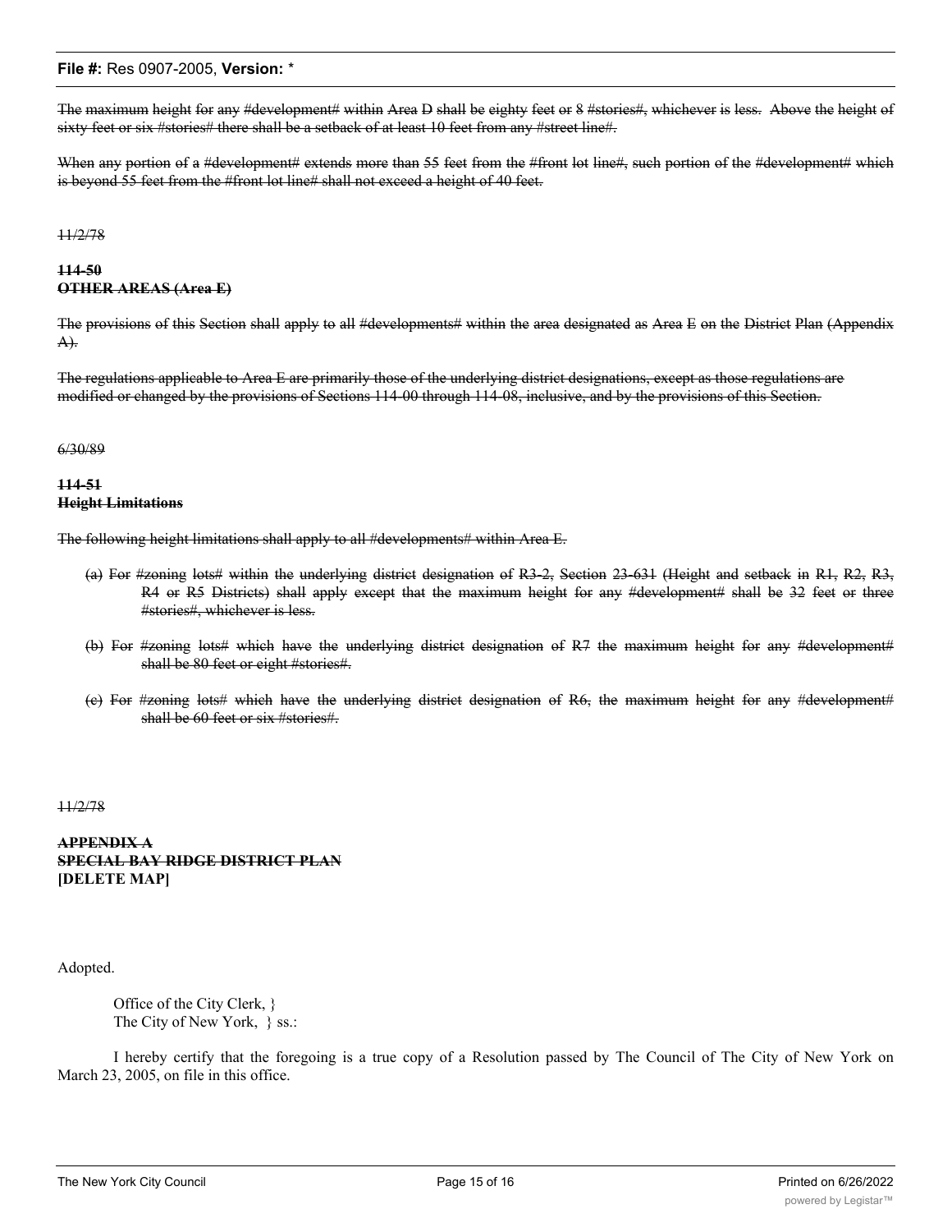~~The maximum height for any #development# within Area D shall be eighty feet or 8 #stories#, whichever is less. Above the height of sixty feet or six #stories# there shall be a setback of at least 10 feet from any #street line#.~~

~~When any portion of a #development# extends more than 55 feet from the #front lot line#, such portion of the #development# which is beyond 55 feet from the #front lot line# shall not exceed a height of 40 feet.~~

~~11/2/78~~

~~**114-50**~~
~~**OTHER AREAS (Area E)**~~

~~The provisions of this Section shall apply to all #developments# within the area designated as Area E on the District Plan (Appendix A).~~

~~The regulations applicable to Area E are primarily those of the underlying district designations, except as those regulations are modified or changed by the provisions of Sections 114-00 through 114-08, inclusive, and by the provisions of this Section.~~

~~6/30/89~~

~~**114-51**~~
~~**Height Limitations**~~

~~The following height limitations shall apply to all #developments# within Area E.~~

~~(a) For #zoning lots# within the underlying district designation of R3-2, Section 23-631 (Height and setback in R1, R2, R3, R4 or R5 Districts) shall apply except that the maximum height for any #development# shall be 32 feet or three #stories#, whichever is less.~~

~~(b) For #zoning lots# which have the underlying district designation of R7 the maximum height for any #development# shall be 80 feet or eight #stories#.~~

~~(c) For #zoning lots# which have the underlying district designation of R6, the maximum height for any #development# shall be 60 feet or six #stories#.~~

~~11/2/78~~

~~**APPENDIX A**~~
~~**SPECIAL BAY RIDGE DISTRICT PLAN**~~
~~**[DELETE MAP]**~~

Adopted.

Office of the City Clerk, }
The City of New York, } ss.:

I hereby certify that the foregoing is a true copy of a Resolution passed by The Council of The City of New York on March 23, 2005, on file in this office.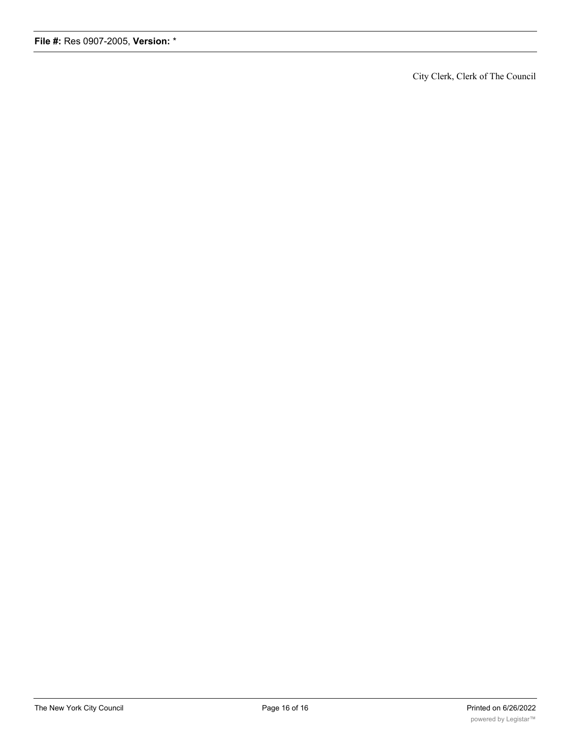City Clerk, Clerk of The Council